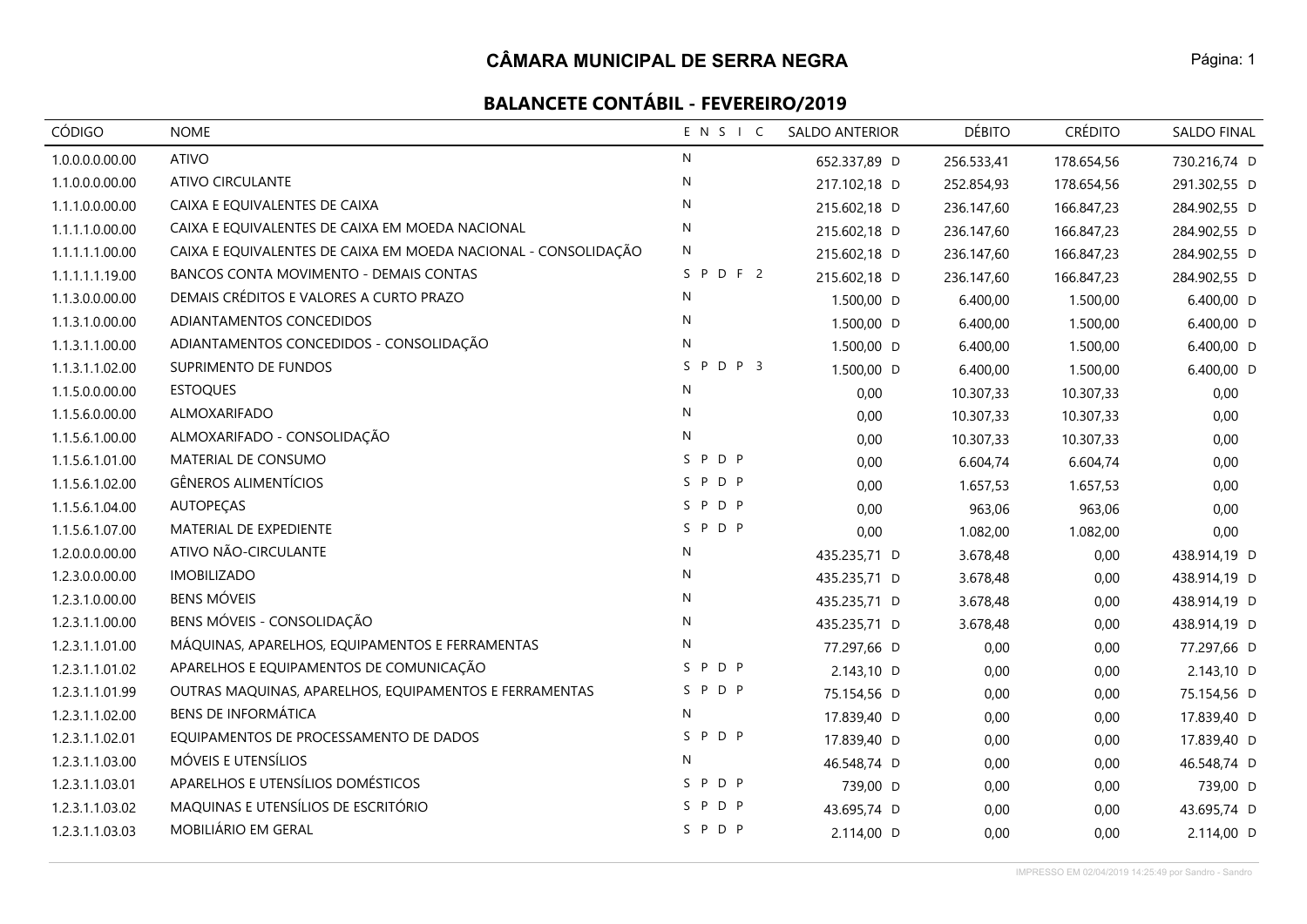# CÂMARA MUNICIPAL DE SERRA NEGRA

## BALANCETE CONTÁBIL - FEVEREIRO/2019

| CÓDIGO | NOME | E N S I C | SALDO ANTERIOR | DÉBITO | CRÉDITO | SALDO FINAL |
|---|---|---|---|---|---|---|
| 1.0.0.0.0.00.00 | ATIVO | N | 652.337,89 D | 256.533,41 | 178.654,56 | 730.216,74 D |
| 1.1.0.0.0.00.00 | ATIVO CIRCULANTE | N | 217.102,18 D | 252.854,93 | 178.654,56 | 291.302,55 D |
| 1.1.1.0.0.00.00 | CAIXA E EQUIVALENTES DE CAIXA | N | 215.602,18 D | 236.147,60 | 166.847,23 | 284.902,55 D |
| 1.1.1.1.0.00.00 | CAIXA E EQUIVALENTES DE CAIXA EM MOEDA NACIONAL | N | 215.602,18 D | 236.147,60 | 166.847,23 | 284.902,55 D |
| 1.1.1.1.1.00.00 | CAIXA E EQUIVALENTES DE CAIXA EM MOEDA NACIONAL - CONSOLIDAÇÃO | N | 215.602,18 D | 236.147,60 | 166.847,23 | 284.902,55 D |
| 1.1.1.1.1.19.00 | BANCOS CONTA MOVIMENTO - DEMAIS CONTAS | S P D F 2 | 215.602,18 D | 236.147,60 | 166.847,23 | 284.902,55 D |
| 1.1.3.0.0.00.00 | DEMAIS CRÉDITOS E VALORES A CURTO PRAZO | N | 1.500,00 D | 6.400,00 | 1.500,00 | 6.400,00 D |
| 1.1.3.1.0.00.00 | ADIANTAMENTOS CONCEDIDOS | N | 1.500,00 D | 6.400,00 | 1.500,00 | 6.400,00 D |
| 1.1.3.1.1.00.00 | ADIANTAMENTOS CONCEDIDOS - CONSOLIDAÇÃO | N | 1.500,00 D | 6.400,00 | 1.500,00 | 6.400,00 D |
| 1.1.3.1.1.02.00 | SUPRIMENTO DE FUNDOS | S P D P 3 | 1.500,00 D | 6.400,00 | 1.500,00 | 6.400,00 D |
| 1.1.5.0.0.00.00 | ESTOQUES | N | 0,00 | 10.307,33 | 10.307,33 | 0,00 |
| 1.1.5.6.0.00.00 | ALMOXARIFADO | N | 0,00 | 10.307,33 | 10.307,33 | 0,00 |
| 1.1.5.6.1.00.00 | ALMOXARIFADO - CONSOLIDAÇÃO | N | 0,00 | 10.307,33 | 10.307,33 | 0,00 |
| 1.1.5.6.1.01.00 | MATERIAL DE CONSUMO | S P D P | 0,00 | 6.604,74 | 6.604,74 | 0,00 |
| 1.1.5.6.1.02.00 | GÊNEROS ALIMENTÍCIOS | S P D P | 0,00 | 1.657,53 | 1.657,53 | 0,00 |
| 1.1.5.6.1.04.00 | AUTOPEÇAS | S P D P | 0,00 | 963,06 | 963,06 | 0,00 |
| 1.1.5.6.1.07.00 | MATERIAL DE EXPEDIENTE | S P D P | 0,00 | 1.082,00 | 1.082,00 | 0,00 |
| 1.2.0.0.0.00.00 | ATIVO NÃO-CIRCULANTE | N | 435.235,71 D | 3.678,48 | 0,00 | 438.914,19 D |
| 1.2.3.0.0.00.00 | IMOBILIZADO | N | 435.235,71 D | 3.678,48 | 0,00 | 438.914,19 D |
| 1.2.3.1.0.00.00 | BENS MÓVEIS | N | 435.235,71 D | 3.678,48 | 0,00 | 438.914,19 D |
| 1.2.3.1.1.00.00 | BENS MÓVEIS - CONSOLIDAÇÃO | N | 435.235,71 D | 3.678,48 | 0,00 | 438.914,19 D |
| 1.2.3.1.1.01.00 | MÁQUINAS, APARELHOS, EQUIPAMENTOS E FERRAMENTAS | N | 77.297,66 D | 0,00 | 0,00 | 77.297,66 D |
| 1.2.3.1.1.01.02 | APARELHOS E EQUIPAMENTOS DE COMUNICAÇÃO | S P D P | 2.143,10 D | 0,00 | 0,00 | 2.143,10 D |
| 1.2.3.1.1.01.99 | OUTRAS MAQUINAS, APARELHOS, EQUIPAMENTOS E FERRAMENTAS | S P D P | 75.154,56 D | 0,00 | 0,00 | 75.154,56 D |
| 1.2.3.1.1.02.00 | BENS DE INFORMÁTICA | N | 17.839,40 D | 0,00 | 0,00 | 17.839,40 D |
| 1.2.3.1.1.02.01 | EQUIPAMENTOS DE PROCESSAMENTO DE DADOS | S P D P | 17.839,40 D | 0,00 | 0,00 | 17.839,40 D |
| 1.2.3.1.1.03.00 | MÓVEIS E UTENSÍLIOS | N | 46.548,74 D | 0,00 | 0,00 | 46.548,74 D |
| 1.2.3.1.1.03.01 | APARELHOS E UTENSÍLIOS DOMÉSTICOS | S P D P | 739,00 D | 0,00 | 0,00 | 739,00 D |
| 1.2.3.1.1.03.02 | MAQUINAS E UTENSÍLIOS DE ESCRITÓRIO | S P D P | 43.695,74 D | 0,00 | 0,00 | 43.695,74 D |
| 1.2.3.1.1.03.03 | MOBILIÁRIO EM GERAL | S P D P | 2.114,00 D | 0,00 | 0,00 | 2.114,00 D |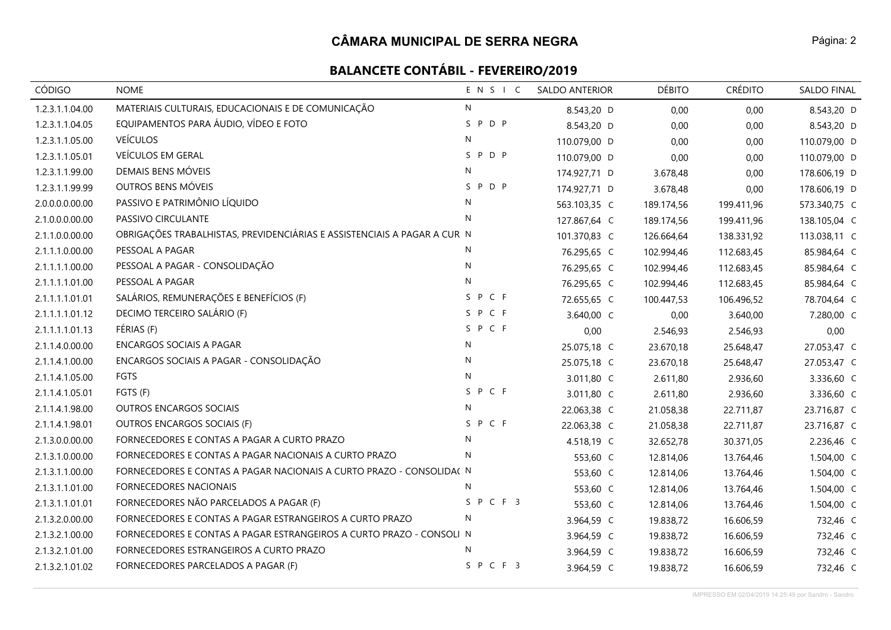# CÂMARA MUNICIPAL DE SERRA NEGRA

## BALANCETE CONTÁBIL - FEVEREIRO/2019

| CÓDIGO | NOME | E N S I C | SALDO ANTERIOR | DÉBITO | CRÉDITO | SALDO FINAL |
|---|---|---|---|---|---|---|
| 1.2.3.1.1.04.00 | MATERIAIS CULTURAIS, EDUCACIONAIS E DE COMUNICAÇÃO | N | 8.543,20 D | 0,00 | 0,00 | 8.543,20 D |
| 1.2.3.1.1.04.05 | EQUIPAMENTOS PARA ÁUDIO, VÍDEO E FOTO | S P D P | 8.543,20 D | 0,00 | 0,00 | 8.543,20 D |
| 1.2.3.1.1.05.00 | VEÍCULOS | N | 110.079,00 D | 0,00 | 0,00 | 110.079,00 D |
| 1.2.3.1.1.05.01 | VEÍCULOS EM GERAL | S P D P | 110.079,00 D | 0,00 | 0,00 | 110.079,00 D |
| 1.2.3.1.1.99.00 | DEMAIS BENS MÓVEIS | N | 174.927,71 D | 3.678,48 | 0,00 | 178.606,19 D |
| 1.2.3.1.1.99.99 | OUTROS BENS MÓVEIS | S P D P | 174.927,71 D | 3.678,48 | 0,00 | 178.606,19 D |
| 2.0.0.0.0.00.00 | PASSIVO E PATRIMÔNIO LÍQUIDO | N | 563.103,35 C | 189.174,56 | 199.411,96 | 573.340,75 C |
| 2.1.0.0.0.00.00 | PASSIVO CIRCULANTE | N | 127.867,64 C | 189.174,56 | 199.411,96 | 138.105,04 C |
| 2.1.1.0.0.00.00 | OBRIGAÇÕES TRABALHISTAS, PREVIDENCIÁRIAS E ASSISTENCIAIS A PAGAR A CUR | N | 101.370,83 C | 126.664,64 | 138.331,92 | 113.038,11 C |
| 2.1.1.1.0.00.00 | PESSOAL A PAGAR | N | 76.295,65 C | 102.994,46 | 112.683,45 | 85.984,64 C |
| 2.1.1.1.1.00.00 | PESSOAL A PAGAR - CONSOLIDAÇÃO | N | 76.295,65 C | 102.994,46 | 112.683,45 | 85.984,64 C |
| 2.1.1.1.1.01.00 | PESSOAL A PAGAR | N | 76.295,65 C | 102.994,46 | 112.683,45 | 85.984,64 C |
| 2.1.1.1.1.01.01 | SALÁRIOS, REMUNERAÇÕES E BENEFÍCIOS (F) | S P C F | 72.655,65 C | 100.447,53 | 106.496,52 | 78.704,64 C |
| 2.1.1.1.1.01.12 | DECIMO TERCEIRO SALÁRIO (F) | S P C F | 3.640,00 C | 0,00 | 3.640,00 | 7.280,00 C |
| 2.1.1.1.1.01.13 | FÉRIAS (F) | S P C F | 0,00 | 2.546,93 | 2.546,93 | 0,00 |
| 2.1.1.4.0.00.00 | ENCARGOS SOCIAIS A PAGAR | N | 25.075,18 C | 23.670,18 | 25.648,47 | 27.053,47 C |
| 2.1.1.4.1.00.00 | ENCARGOS SOCIAIS A PAGAR - CONSOLIDAÇÃO | N | 25.075,18 C | 23.670,18 | 25.648,47 | 27.053,47 C |
| 2.1.1.4.1.05.00 | FGTS | N | 3.011,80 C | 2.611,80 | 2.936,60 | 3.336,60 C |
| 2.1.1.4.1.05.01 | FGTS (F) | S P C F | 3.011,80 C | 2.611,80 | 2.936,60 | 3.336,60 C |
| 2.1.1.4.1.98.00 | OUTROS ENCARGOS SOCIAIS | N | 22.063,38 C | 21.058,38 | 22.711,87 | 23.716,87 C |
| 2.1.1.4.1.98.01 | OUTROS ENCARGOS SOCIAIS (F) | S P C F | 22.063,38 C | 21.058,38 | 22.711,87 | 23.716,87 C |
| 2.1.3.0.0.00.00 | FORNECEDORES E CONTAS A PAGAR A CURTO PRAZO | N | 4.518,19 C | 32.652,78 | 30.371,05 | 2.236,46 C |
| 2.1.3.1.0.00.00 | FORNECEDORES E CONTAS A PAGAR NACIONAIS A CURTO PRAZO | N | 553,60 C | 12.814,06 | 13.764,46 | 1.504,00 C |
| 2.1.3.1.1.00.00 | FORNECEDORES E CONTAS A PAGAR NACIONAIS A CURTO PRAZO - CONSOLIDA( | N | 553,60 C | 12.814,06 | 13.764,46 | 1.504,00 C |
| 2.1.3.1.1.01.00 | FORNECEDORES NACIONAIS | N | 553,60 C | 12.814,06 | 13.764,46 | 1.504,00 C |
| 2.1.3.1.1.01.01 | FORNECEDORES NÃO PARCELADOS A PAGAR (F) | S P C F 3 | 553,60 C | 12.814,06 | 13.764,46 | 1.504,00 C |
| 2.1.3.2.0.00.00 | FORNECEDORES E CONTAS A PAGAR ESTRANGEIROS A CURTO PRAZO | N | 3.964,59 C | 19.838,72 | 16.606,59 | 732,46 C |
| 2.1.3.2.1.00.00 | FORNECEDORES E CONTAS A PAGAR ESTRANGEIROS A CURTO PRAZO - CONSOLI | N | 3.964,59 C | 19.838,72 | 16.606,59 | 732,46 C |
| 2.1.3.2.1.01.00 | FORNECEDORES ESTRANGEIROS A CURTO PRAZO | N | 3.964,59 C | 19.838,72 | 16.606,59 | 732,46 C |
| 2.1.3.2.1.01.02 | FORNECEDORES PARCELADOS A PAGAR (F) | S P C F 3 | 3.964,59 C | 19.838,72 | 16.606,59 | 732,46 C |

IMPRESSO EM 02/04/2019 14:25:49 por Sandro - Sandro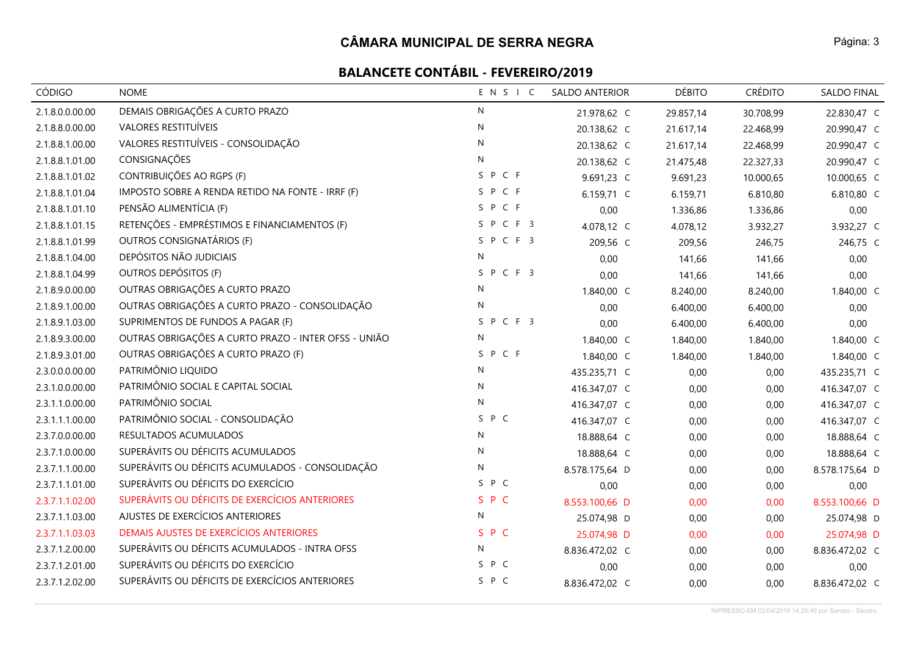# CÂMARA MUNICIPAL DE SERRA NEGRA

## BALANCETE CONTÁBIL - FEVEREIRO/2019

| CÓDIGO | NOME | E N S I C | SALDO ANTERIOR | DÉBITO | CRÉDITO | SALDO FINAL |
|---|---|---|---|---|---|---|
| 2.1.8.0.0.00.00 | DEMAIS OBRIGAÇÕES A CURTO PRAZO | N | 21.978,62 C | 29.857,14 | 30.708,99 | 22.830,47 C |
| 2.1.8.8.0.00.00 | VALORES RESTITUÍVEIS | N | 20.138,62 C | 21.617,14 | 22.468,99 | 20.990,47 C |
| 2.1.8.8.1.00.00 | VALORES RESTITUÍVEIS - CONSOLIDAÇÃO | N | 20.138,62 C | 21.617,14 | 22.468,99 | 20.990,47 C |
| 2.1.8.8.1.01.00 | CONSIGNAÇÕES | N | 20.138,62 C | 21.475,48 | 22.327,33 | 20.990,47 C |
| 2.1.8.8.1.01.02 | CONTRIBUIÇÕES AO RGPS (F) | S P C F | 9.691,23 C | 9.691,23 | 10.000,65 | 10.000,65 C |
| 2.1.8.8.1.01.04 | IMPOSTO SOBRE A RENDA RETIDO NA FONTE - IRRF (F) | S P C F | 6.159,71 C | 6.159,71 | 6.810,80 | 6.810,80 C |
| 2.1.8.8.1.01.10 | PENSÃO ALIMENTÍCIA (F) | S P C F | 0,00 | 1.336,86 | 1.336,86 | 0,00 |
| 2.1.8.8.1.01.15 | RETENÇÕES - EMPRÉSTIMOS E FINANCIAMENTOS (F) | S P C F 3 | 4.078,12 C | 4.078,12 | 3.932,27 | 3.932,27 C |
| 2.1.8.8.1.01.99 | OUTROS CONSIGNATÁRIOS (F) | S P C F 3 | 209,56 C | 209,56 | 246,75 | 246,75 C |
| 2.1.8.8.1.04.00 | DEPÓSITOS NÃO JUDICIAIS | N | 0,00 | 141,66 | 141,66 | 0,00 |
| 2.1.8.8.1.04.99 | OUTROS DEPÓSITOS (F) | S P C F 3 | 0,00 | 141,66 | 141,66 | 0,00 |
| 2.1.8.9.0.00.00 | OUTRAS OBRIGAÇÕES A CURTO PRAZO | N | 1.840,00 C | 8.240,00 | 8.240,00 | 1.840,00 C |
| 2.1.8.9.1.00.00 | OUTRAS OBRIGAÇÕES A CURTO PRAZO - CONSOLIDAÇÃO | N | 0,00 | 6.400,00 | 6.400,00 | 0,00 |
| 2.1.8.9.1.03.00 | SUPRIMENTOS DE FUNDOS A PAGAR (F) | S P C F 3 | 0,00 | 6.400,00 | 6.400,00 | 0,00 |
| 2.1.8.9.3.00.00 | OUTRAS OBRIGAÇÕES A CURTO PRAZO - INTER OFSS - UNIÃO | N | 1.840,00 C | 1.840,00 | 1.840,00 | 1.840,00 C |
| 2.1.8.9.3.01.00 | OUTRAS OBRIGAÇÕES A CURTO PRAZO (F) | S P C F | 1.840,00 C | 1.840,00 | 1.840,00 | 1.840,00 C |
| 2.3.0.0.0.00.00 | PATRIMÔNIO LIQUIDO | N | 435.235,71 C | 0,00 | 0,00 | 435.235,71 C |
| 2.3.1.0.0.00.00 | PATRIMÔNIO SOCIAL E CAPITAL SOCIAL | N | 416.347,07 C | 0,00 | 0,00 | 416.347,07 C |
| 2.3.1.1.0.00.00 | PATRIMÔNIO SOCIAL | N | 416.347,07 C | 0,00 | 0,00 | 416.347,07 C |
| 2.3.1.1.1.00.00 | PATRIMÔNIO SOCIAL - CONSOLIDAÇÃO | S P C | 416.347,07 C | 0,00 | 0,00 | 416.347,07 C |
| 2.3.7.0.0.00.00 | RESULTADOS ACUMULADOS | N | 18.888,64 C | 0,00 | 0,00 | 18.888,64 C |
| 2.3.7.1.0.00.00 | SUPERÁVITS OU DÉFICITS ACUMULADOS | N | 18.888,64 C | 0,00 | 0,00 | 18.888,64 C |
| 2.3.7.1.1.00.00 | SUPERÁVITS OU DÉFICITS ACUMULADOS - CONSOLIDAÇÃO | N | 8.578.175,64 D | 0,00 | 0,00 | 8.578.175,64 D |
| 2.3.7.1.1.01.00 | SUPERÁVITS OU DÉFICITS DO EXERCÍCIO | S P C | 0,00 | 0,00 | 0,00 | 0,00 |
| 2.3.7.1.1.02.00 | SUPERÁVITS OU DÉFICITS DE EXERCÍCIOS ANTERIORES | S P C | 8.553.100,66 D | 0,00 | 0,00 | 8.553.100,66 D |
| 2.3.7.1.1.03.00 | AJUSTES DE EXERCÍCIOS ANTERIORES | N | 25.074,98 D | 0,00 | 0,00 | 25.074,98 D |
| 2.3.7.1.1.03.03 | DEMAIS AJUSTES DE EXERCÍCIOS ANTERIORES | S P C | 25.074,98 D | 0,00 | 0,00 | 25.074,98 D |
| 2.3.7.1.2.00.00 | SUPERÁVITS OU DÉFICITS ACUMULADOS - INTRA OFSS | N | 8.836.472,02 C | 0,00 | 0,00 | 8.836.472,02 C |
| 2.3.7.1.2.01.00 | SUPERÁVITS OU DÉFICITS DO EXERCÍCIO | S P C | 0,00 | 0,00 | 0,00 | 0,00 |
| 2.3.7.1.2.02.00 | SUPERÁVITS OU DÉFICITS DE EXERCÍCIOS ANTERIORES | S P C | 8.836.472,02 C | 0,00 | 0,00 | 8.836.472,02 C |

IMPRESSO EM 02/04/2019 14:25:49 por Sandro - Sandro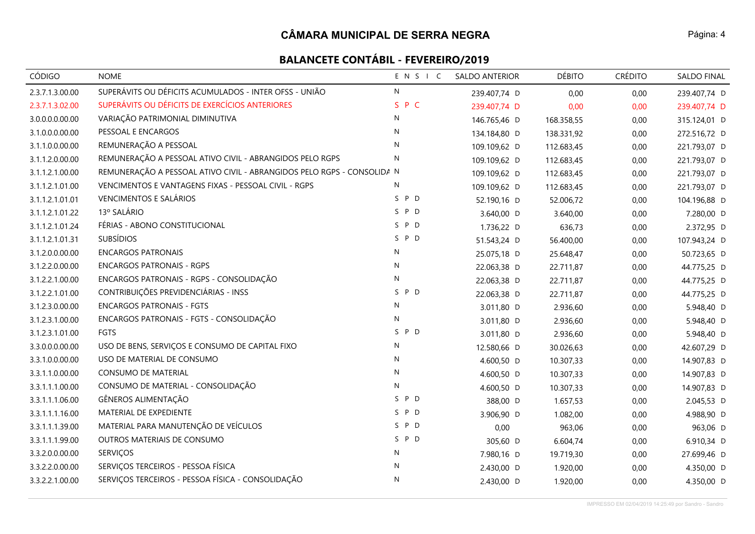# CÂMARA MUNICIPAL DE SERRA NEGRA

## BALANCETE CONTÁBIL - FEVEREIRO/2019

| CÓDIGO | NOME | E N S I C | SALDO ANTERIOR | DÉBITO | CRÉDITO | SALDO FINAL |
|---|---|---|---|---|---|---|
| 2.3.7.1.3.00.00 | SUPERÁVITS OU DÉFICITS ACUMULADOS - INTER OFSS - UNIÃO | N | 239.407,74 D | 0,00 | 0,00 | 239.407,74 D |
| 2.3.7.1.3.02.00 | SUPERÁVITS OU DÉFICITS DE EXERCÍCIOS ANTERIORES | S P C | 239.407,74 D | 0,00 | 0,00 | 239.407,74 D |
| 3.0.0.0.0.00.00 | VARIAÇÃO PATRIMONIAL DIMINUTIVA | N | 146.765,46 D | 168.358,55 | 0,00 | 315.124,01 D |
| 3.1.0.0.0.00.00 | PESSOAL E ENCARGOS | N | 134.184,80 D | 138.331,92 | 0,00 | 272.516,72 D |
| 3.1.1.0.0.00.00 | REMUNERAÇÃO A PESSOAL | N | 109.109,62 D | 112.683,45 | 0,00 | 221.793,07 D |
| 3.1.1.2.0.00.00 | REMUNERAÇÃO A PESSOAL ATIVO CIVIL - ABRANGIDOS PELO RGPS | N | 109.109,62 D | 112.683,45 | 0,00 | 221.793,07 D |
| 3.1.1.2.1.00.00 | REMUNERAÇÃO A PESSOAL ATIVO CIVIL - ABRANGIDOS PELO RGPS - CONSOLIDA | N | 109.109,62 D | 112.683,45 | 0,00 | 221.793,07 D |
| 3.1.1.2.1.01.00 | VENCIMENTOS E VANTAGENS FIXAS - PESSOAL CIVIL - RGPS | N | 109.109,62 D | 112.683,45 | 0,00 | 221.793,07 D |
| 3.1.1.2.1.01.01 | VENCIMENTOS E SALÁRIOS | S P D | 52.190,16 D | 52.006,72 | 0,00 | 104.196,88 D |
| 3.1.1.2.1.01.22 | 13º SALÁRIO | S P D | 3.640,00 D | 3.640,00 | 0,00 | 7.280,00 D |
| 3.1.1.2.1.01.24 | FÉRIAS - ABONO CONSTITUCIONAL | S P D | 1.736,22 D | 636,73 | 0,00 | 2.372,95 D |
| 3.1.1.2.1.01.31 | SUBSÍDIOS | S P D | 51.543,24 D | 56.400,00 | 0,00 | 107.943,24 D |
| 3.1.2.0.0.00.00 | ENCARGOS PATRONAIS | N | 25.075,18 D | 25.648,47 | 0,00 | 50.723,65 D |
| 3.1.2.2.0.00.00 | ENCARGOS PATRONAIS - RGPS | N | 22.063,38 D | 22.711,87 | 0,00 | 44.775,25 D |
| 3.1.2.2.1.00.00 | ENCARGOS PATRONAIS - RGPS - CONSOLIDAÇÃO | N | 22.063,38 D | 22.711,87 | 0,00 | 44.775,25 D |
| 3.1.2.2.1.01.00 | CONTRIBUIÇÕES PREVIDENCIÁRIAS - INSS | S P D | 22.063,38 D | 22.711,87 | 0,00 | 44.775,25 D |
| 3.1.2.3.0.00.00 | ENCARGOS PATRONAIS - FGTS | N | 3.011,80 D | 2.936,60 | 0,00 | 5.948,40 D |
| 3.1.2.3.1.00.00 | ENCARGOS PATRONAIS - FGTS - CONSOLIDAÇÃO | N | 3.011,80 D | 2.936,60 | 0,00 | 5.948,40 D |
| 3.1.2.3.1.01.00 | FGTS | S P D | 3.011,80 D | 2.936,60 | 0,00 | 5.948,40 D |
| 3.3.0.0.0.00.00 | USO DE BENS, SERVIÇOS E CONSUMO DE CAPITAL FIXO | N | 12.580,66 D | 30.026,63 | 0,00 | 42.607,29 D |
| 3.3.1.0.0.00.00 | USO DE MATERIAL DE CONSUMO | N | 4.600,50 D | 10.307,33 | 0,00 | 14.907,83 D |
| 3.3.1.1.0.00.00 | CONSUMO DE MATERIAL | N | 4.600,50 D | 10.307,33 | 0,00 | 14.907,83 D |
| 3.3.1.1.1.00.00 | CONSUMO DE MATERIAL - CONSOLIDAÇÃO | N | 4.600,50 D | 10.307,33 | 0,00 | 14.907,83 D |
| 3.3.1.1.1.06.00 | GÊNEROS ALIMENTAÇÃO | S P D | 388,00 D | 1.657,53 | 0,00 | 2.045,53 D |
| 3.3.1.1.1.16.00 | MATERIAL DE EXPEDIENTE | S P D | 3.906,90 D | 1.082,00 | 0,00 | 4.988,90 D |
| 3.3.1.1.1.39.00 | MATERIAL PARA MANUTENÇÃO DE VEÍCULOS | S P D | 0,00 | 963,06 | 0,00 | 963,06 D |
| 3.3.1.1.1.99.00 | OUTROS MATERIAIS DE CONSUMO | S P D | 305,60 D | 6.604,74 | 0,00 | 6.910,34 D |
| 3.3.2.0.0.00.00 | SERVIÇOS | N | 7.980,16 D | 19.719,30 | 0,00 | 27.699,46 D |
| 3.3.2.2.0.00.00 | SERVIÇOS TERCEIROS - PESSOA FÍSICA | N | 2.430,00 D | 1.920,00 | 0,00 | 4.350,00 D |
| 3.3.2.2.1.00.00 | SERVIÇOS TERCEIROS - PESSOA FÍSICA - CONSOLIDAÇÃO | N | 2.430,00 D | 1.920,00 | 0,00 | 4.350,00 D |

IMPRESSO EM 02/04/2019 14:25:49 por Sandro - Sandro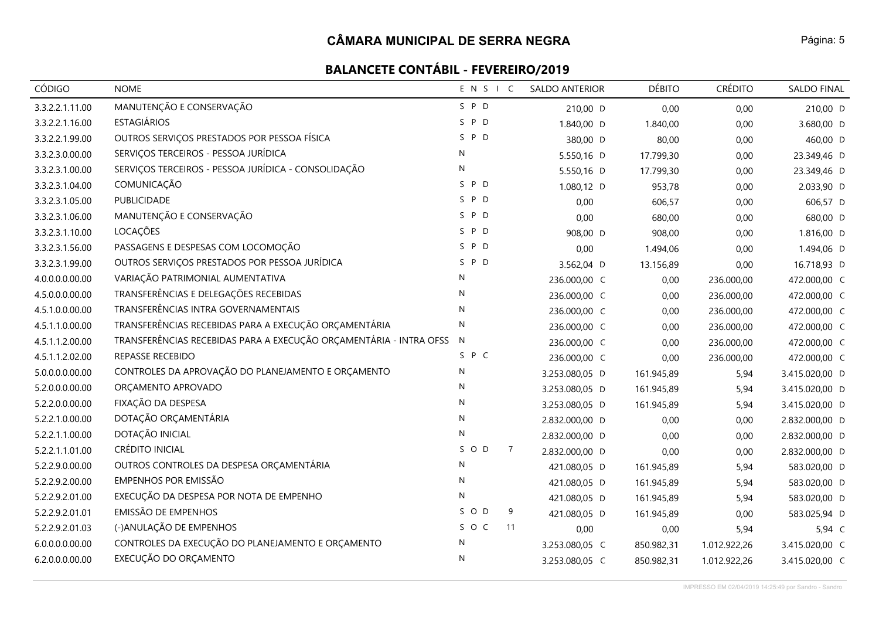# CÂMARA MUNICIPAL DE SERRA NEGRA

## BALANCETE CONTÁBIL - FEVEREIRO/2019

| CÓDIGO | NOME | E N S I C | SALDO ANTERIOR | DÉBITO | CRÉDITO | SALDO FINAL |
|---|---|---|---|---|---|---|
| 3.3.2.2.1.11.00 | MANUTENÇÃO E CONSERVAÇÃO | S P D | 210,00 D | 0,00 | 0,00 | 210,00 D |
| 3.3.2.2.1.16.00 | ESTAGIÁRIOS | S P D | 1.840,00 D | 1.840,00 | 0,00 | 3.680,00 D |
| 3.3.2.2.1.99.00 | OUTROS SERVIÇOS PRESTADOS POR PESSOA FÍSICA | S P D | 380,00 D | 80,00 | 0,00 | 460,00 D |
| 3.3.2.3.0.00.00 | SERVIÇOS TERCEIROS - PESSOA JURÍDICA | N | 5.550,16 D | 17.799,30 | 0,00 | 23.349,46 D |
| 3.3.2.3.1.00.00 | SERVIÇOS TERCEIROS - PESSOA JURÍDICA - CONSOLIDAÇÃO | N | 5.550,16 D | 17.799,30 | 0,00 | 23.349,46 D |
| 3.3.2.3.1.04.00 | COMUNICAÇÃO | S P D | 1.080,12 D | 953,78 | 0,00 | 2.033,90 D |
| 3.3.2.3.1.05.00 | PUBLICIDADE | S P D | 0,00 | 606,57 | 0,00 | 606,57 D |
| 3.3.2.3.1.06.00 | MANUTENÇÃO E CONSERVAÇÃO | S P D | 0,00 | 680,00 | 0,00 | 680,00 D |
| 3.3.2.3.1.10.00 | LOCAÇÕES | S P D | 908,00 D | 908,00 | 0,00 | 1.816,00 D |
| 3.3.2.3.1.56.00 | PASSAGENS E DESPESAS COM LOCOMOÇÃO | S P D | 0,00 | 1.494,06 | 0,00 | 1.494,06 D |
| 3.3.2.3.1.99.00 | OUTROS SERVIÇOS PRESTADOS POR PESSOA JURÍDICA | S P D | 3.562,04 D | 13.156,89 | 0,00 | 16.718,93 D |
| 4.0.0.0.0.00.00 | VARIAÇÃO PATRIMONIAL AUMENTATIVA | N | 236.000,00 C | 0,00 | 236.000,00 | 472.000,00 C |
| 4.5.0.0.0.00.00 | TRANSFERÊNCIAS E DELEGAÇÕES RECEBIDAS | N | 236.000,00 C | 0,00 | 236.000,00 | 472.000,00 C |
| 4.5.1.0.0.00.00 | TRANSFERÊNCIAS INTRA GOVERNAMENTAIS | N | 236.000,00 C | 0,00 | 236.000,00 | 472.000,00 C |
| 4.5.1.1.0.00.00 | TRANSFERÊNCIAS RECEBIDAS PARA A EXECUÇÃO ORÇAMENTÁRIA | N | 236.000,00 C | 0,00 | 236.000,00 | 472.000,00 C |
| 4.5.1.1.2.00.00 | TRANSFERÊNCIAS RECEBIDAS PARA A EXECUÇÃO ORÇAMENTÁRIA - INTRA OFSS | N | 236.000,00 C | 0,00 | 236.000,00 | 472.000,00 C |
| 4.5.1.1.2.02.00 | REPASSE RECEBIDO | S P C | 236.000,00 C | 0,00 | 236.000,00 | 472.000,00 C |
| 5.0.0.0.0.00.00 | CONTROLES DA APROVAÇÃO DO PLANEJAMENTO E ORÇAMENTO | N | 3.253.080,05 D | 161.945,89 | 5,94 | 3.415.020,00 D |
| 5.2.0.0.0.00.00 | ORÇAMENTO APROVADO | N | 3.253.080,05 D | 161.945,89 | 5,94 | 3.415.020,00 D |
| 5.2.2.0.0.00.00 | FIXAÇÃO DA DESPESA | N | 3.253.080,05 D | 161.945,89 | 5,94 | 3.415.020,00 D |
| 5.2.2.1.0.00.00 | DOTAÇÃO ORÇAMENTÁRIA | N | 2.832.000,00 D | 0,00 | 0,00 | 2.832.000,00 D |
| 5.2.2.1.1.00.00 | DOTAÇÃO INICIAL | N | 2.832.000,00 D | 0,00 | 0,00 | 2.832.000,00 D |
| 5.2.2.1.1.01.00 | CRÉDITO INICIAL | S O D 7 | 2.832.000,00 D | 0,00 | 0,00 | 2.832.000,00 D |
| 5.2.2.9.0.00.00 | OUTROS CONTROLES DA DESPESA ORÇAMENTÁRIA | N | 421.080,05 D | 161.945,89 | 5,94 | 583.020,00 D |
| 5.2.2.9.2.00.00 | EMPENHOS POR EMISSÃO | N | 421.080,05 D | 161.945,89 | 5,94 | 583.020,00 D |
| 5.2.2.9.2.01.00 | EXECUÇÃO DA DESPESA POR NOTA DE EMPENHO | N | 421.080,05 D | 161.945,89 | 5,94 | 583.020,00 D |
| 5.2.2.9.2.01.01 | EMISSÃO DE EMPENHOS | S O D 9 | 421.080,05 D | 161.945,89 | 0,00 | 583.025,94 D |
| 5.2.2.9.2.01.03 | (-)ANULAÇÃO DE EMPENHOS | S O C 11 | 0,00 | 0,00 | 5,94 | 5,94 C |
| 6.0.0.0.0.00.00 | CONTROLES DA EXECUÇÃO DO PLANEJAMENTO E ORÇAMENTO | N | 3.253.080,05 C | 850.982,31 | 1.012.922,26 | 3.415.020,00 C |
| 6.2.0.0.0.00.00 | EXECUÇÃO DO ORÇAMENTO | N | 3.253.080,05 C | 850.982,31 | 1.012.922,26 | 3.415.020,00 C |

IMPRESSO EM 02/04/2019 14:25:49 por Sandro - Sandro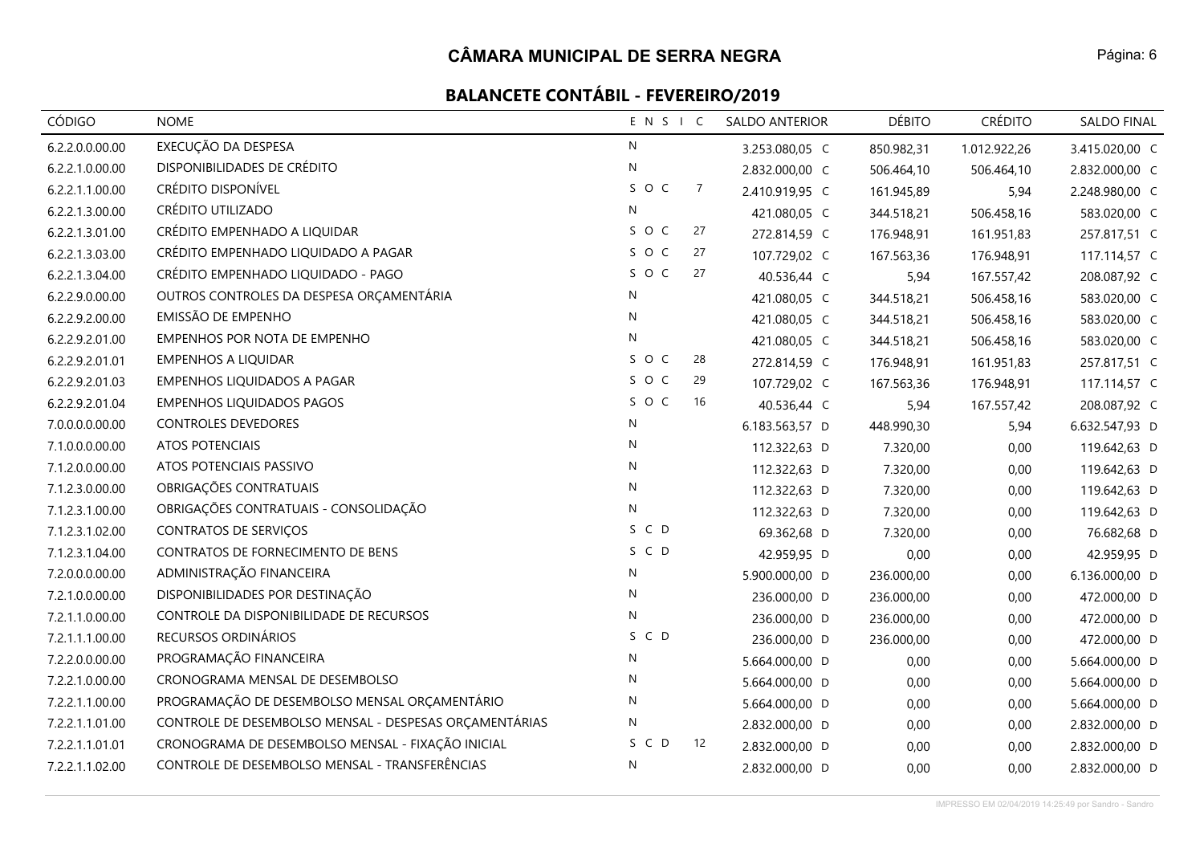## CÂMARA MUNICIPAL DE SERRA NEGRA

### BALANCETE CONTÁBIL - FEVEREIRO/2019

| CÓDIGO | NOME | E N S I C | | SALDO ANTERIOR | DÉBITO | CRÉDITO | SALDO FINAL |
|---|---|---|---|---|---|---|---|
| 6.2.2.0.0.00.00 | EXECUÇÃO DA DESPESA | N | | 3.253.080,05 C | 850.982,31 | 1.012.922,26 | 3.415.020,00 C |
| 6.2.2.1.0.00.00 | DISPONIBILIDADES DE CRÉDITO | N | | 2.832.000,00 C | 506.464,10 | 506.464,10 | 2.832.000,00 C |
| 6.2.2.1.1.00.00 | CRÉDITO DISPONÍVEL | S O C | 7 | 2.410.919,95 C | 161.945,89 | 5,94 | 2.248.980,00 C |
| 6.2.2.1.3.00.00 | CRÉDITO UTILIZADO | N | | 421.080,05 C | 344.518,21 | 506.458,16 | 583.020,00 C |
| 6.2.2.1.3.01.00 | CRÉDITO EMPENHADO A LIQUIDAR | S O C | 27 | 272.814,59 C | 176.948,91 | 161.951,83 | 257.817,51 C |
| 6.2.2.1.3.03.00 | CRÉDITO EMPENHADO LIQUIDADO A PAGAR | S O C | 27 | 107.729,02 C | 167.563,36 | 176.948,91 | 117.114,57 C |
| 6.2.2.1.3.04.00 | CRÉDITO EMPENHADO LIQUIDADO - PAGO | S O C | 27 | 40.536,44 C | 5,94 | 167.557,42 | 208.087,92 C |
| 6.2.2.9.0.00.00 | OUTROS CONTROLES DA DESPESA ORÇAMENTÁRIA | N | | 421.080,05 C | 344.518,21 | 506.458,16 | 583.020,00 C |
| 6.2.2.9.2.00.00 | EMISSÃO DE EMPENHO | N | | 421.080,05 C | 344.518,21 | 506.458,16 | 583.020,00 C |
| 6.2.2.9.2.01.00 | EMPENHOS POR NOTA DE EMPENHO | N | | 421.080,05 C | 344.518,21 | 506.458,16 | 583.020,00 C |
| 6.2.2.9.2.01.01 | EMPENHOS A LIQUIDAR | S O C | 28 | 272.814,59 C | 176.948,91 | 161.951,83 | 257.817,51 C |
| 6.2.2.9.2.01.03 | EMPENHOS LIQUIDADOS A PAGAR | S O C | 29 | 107.729,02 C | 167.563,36 | 176.948,91 | 117.114,57 C |
| 6.2.2.9.2.01.04 | EMPENHOS LIQUIDADOS PAGOS | S O C | 16 | 40.536,44 C | 5,94 | 167.557,42 | 208.087,92 C |
| 7.0.0.0.0.00.00 | CONTROLES DEVEDORES | N | | 6.183.563,57 D | 448.990,30 | 5,94 | 6.632.547,93 D |
| 7.1.0.0.0.00.00 | ATOS POTENCIAIS | N | | 112.322,63 D | 7.320,00 | 0,00 | 119.642,63 D |
| 7.1.2.0.0.00.00 | ATOS POTENCIAIS PASSIVO | N | | 112.322,63 D | 7.320,00 | 0,00 | 119.642,63 D |
| 7.1.2.3.0.00.00 | OBRIGAÇÕES CONTRATUAIS | N | | 112.322,63 D | 7.320,00 | 0,00 | 119.642,63 D |
| 7.1.2.3.1.00.00 | OBRIGAÇÕES CONTRATUAIS - CONSOLIDAÇÃO | N | | 112.322,63 D | 7.320,00 | 0,00 | 119.642,63 D |
| 7.1.2.3.1.02.00 | CONTRATOS DE SERVIÇOS | S C D | | 69.362,68 D | 7.320,00 | 0,00 | 76.682,68 D |
| 7.1.2.3.1.04.00 | CONTRATOS DE FORNECIMENTO DE BENS | S C D | | 42.959,95 D | 0,00 | 0,00 | 42.959,95 D |
| 7.2.0.0.0.00.00 | ADMINISTRAÇÃO FINANCEIRA | N | | 5.900.000,00 D | 236.000,00 | 0,00 | 6.136.000,00 D |
| 7.2.1.0.0.00.00 | DISPONIBILIDADES POR DESTINAÇÃO | N | | 236.000,00 D | 236.000,00 | 0,00 | 472.000,00 D |
| 7.2.1.1.0.00.00 | CONTROLE DA DISPONIBILIDADE DE RECURSOS | N | | 236.000,00 D | 236.000,00 | 0,00 | 472.000,00 D |
| 7.2.1.1.1.00.00 | RECURSOS ORDINÁRIOS | S C D | | 236.000,00 D | 236.000,00 | 0,00 | 472.000,00 D |
| 7.2.2.0.0.00.00 | PROGRAMAÇÃO FINANCEIRA | N | | 5.664.000,00 D | 0,00 | 0,00 | 5.664.000,00 D |
| 7.2.2.1.0.00.00 | CRONOGRAMA MENSAL DE DESEMBOLSO | N | | 5.664.000,00 D | 0,00 | 0,00 | 5.664.000,00 D |
| 7.2.2.1.1.00.00 | PROGRAMAÇÃO DE DESEMBOLSO MENSAL ORÇAMENTÁRIO | N | | 5.664.000,00 D | 0,00 | 0,00 | 5.664.000,00 D |
| 7.2.2.1.1.01.00 | CONTROLE DE DESEMBOLSO MENSAL - DESPESAS ORÇAMENTÁRIAS | N | | 2.832.000,00 D | 0,00 | 0,00 | 2.832.000,00 D |
| 7.2.2.1.1.01.01 | CRONOGRAMA DE DESEMBOLSO MENSAL - FIXAÇÃO INICIAL | S C D | 12 | 2.832.000,00 D | 0,00 | 0,00 | 2.832.000,00 D |
| 7.2.2.1.1.02.00 | CONTROLE DE DESEMBOLSO MENSAL - TRANSFERÊNCIAS | N | | 2.832.000,00 D | 0,00 | 0,00 | 2.832.000,00 D |

IMPRESSO EM 02/04/2019 14:25:49 por Sandro - Sandro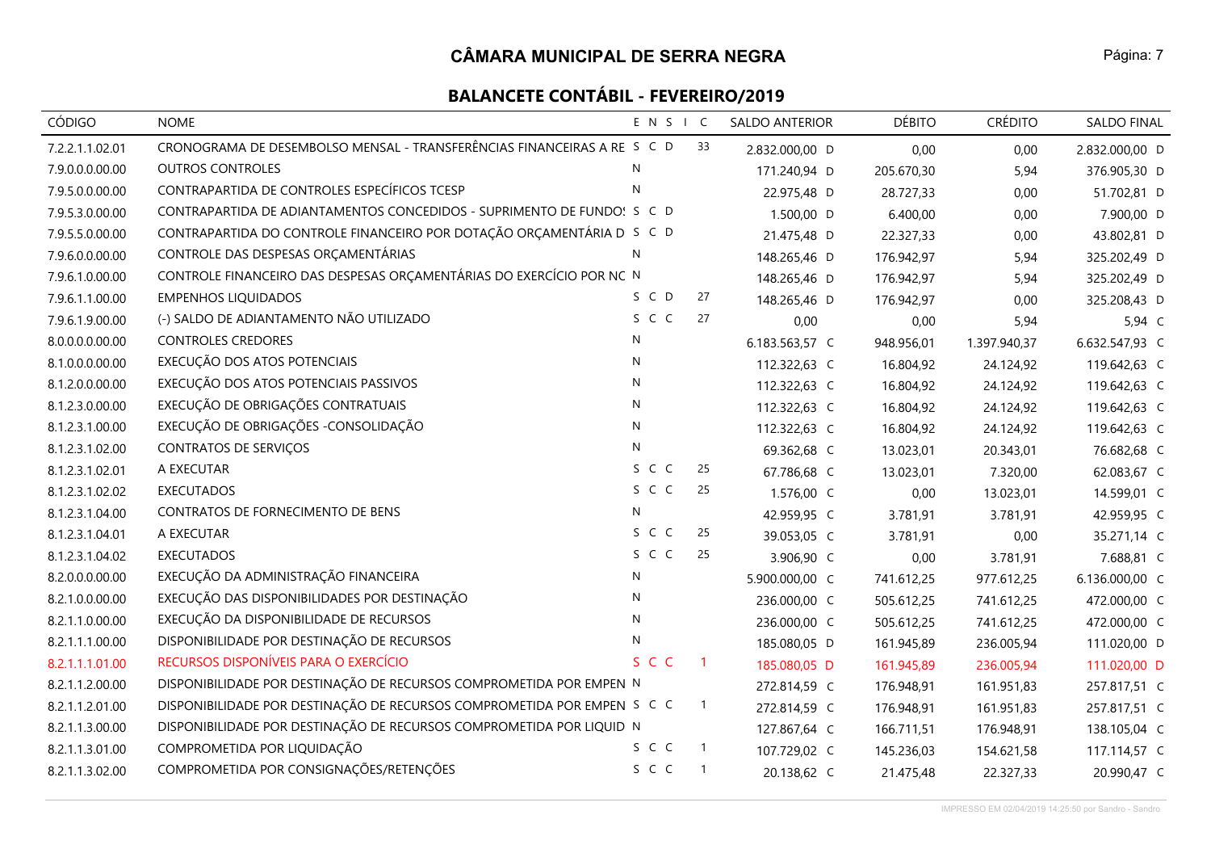## CÂMARA MUNICIPAL DE SERRA NEGRA

### BALANCETE CONTÁBIL - FEVEREIRO/2019

| CÓDIGO | NOME | E N S I C | SALDO ANTERIOR | DÉBITO | CRÉDITO | SALDO FINAL |
|---|---|---|---|---|---|---|
| 7.2.2.1.1.02.01 | CRONOGRAMA DE DESEMBOLSO MENSAL - TRANSFERÊNCIAS FINANCEIRAS A RE | S C D 33 | 2.832.000,00 D | 0,00 | 0,00 | 2.832.000,00 D |
| 7.9.0.0.0.00.00 | OUTROS CONTROLES | N | 171.240,94 D | 205.670,30 | 5,94 | 376.905,30 D |
| 7.9.5.0.0.00.00 | CONTRAPARTIDA DE CONTROLES ESPECÍFICOS TCESP | N | 22.975,48 D | 28.727,33 | 0,00 | 51.702,81 D |
| 7.9.5.3.0.00.00 | CONTRAPARTIDA DE ADIANTAMENTOS CONCEDIDOS - SUPRIMENTO DE FUNDOS | S C D | 1.500,00 D | 6.400,00 | 0,00 | 7.900,00 D |
| 7.9.5.5.0.00.00 | CONTRAPARTIDA DO CONTROLE FINANCEIRO POR DOTAÇÃO ORÇAMENTÁRIA D | S C D | 21.475,48 D | 22.327,33 | 0,00 | 43.802,81 D |
| 7.9.6.0.0.00.00 | CONTROLE DAS DESPESAS ORÇAMENTÁRIAS | N | 148.265,46 D | 176.942,97 | 5,94 | 325.202,49 D |
| 7.9.6.1.0.00.00 | CONTROLE FINANCEIRO DAS DESPESAS ORÇAMENTÁRIAS DO EXERCÍCIO POR NC | N | 148.265,46 D | 176.942,97 | 5,94 | 325.202,49 D |
| 7.9.6.1.1.00.00 | EMPENHOS LIQUIDADOS | S C D 27 | 148.265,46 D | 176.942,97 | 0,00 | 325.208,43 D |
| 7.9.6.1.9.00.00 | (-) SALDO DE ADIANTAMENTO NÃO UTILIZADO | S C C 27 | 0,00 | 0,00 | 5,94 | 5,94 C |
| 8.0.0.0.0.00.00 | CONTROLES CREDORES | N | 6.183.563,57 C | 948.956,01 | 1.397.940,37 | 6.632.547,93 C |
| 8.1.0.0.0.00.00 | EXECUÇÃO DOS ATOS POTENCIAIS | N | 112.322,63 C | 16.804,92 | 24.124,92 | 119.642,63 C |
| 8.1.2.0.0.00.00 | EXECUÇÃO DOS ATOS POTENCIAIS PASSIVOS | N | 112.322,63 C | 16.804,92 | 24.124,92 | 119.642,63 C |
| 8.1.2.3.0.00.00 | EXECUÇÃO DE OBRIGAÇÕES CONTRATUAIS | N | 112.322,63 C | 16.804,92 | 24.124,92 | 119.642,63 C |
| 8.1.2.3.1.00.00 | EXECUÇÃO DE OBRIGAÇÕES -CONSOLIDAÇÃO | N | 112.322,63 C | 16.804,92 | 24.124,92 | 119.642,63 C |
| 8.1.2.3.1.02.00 | CONTRATOS DE SERVIÇOS | N | 69.362,68 C | 13.023,01 | 20.343,01 | 76.682,68 C |
| 8.1.2.3.1.02.01 | A EXECUTAR | S C C 25 | 67.786,68 C | 13.023,01 | 7.320,00 | 62.083,67 C |
| 8.1.2.3.1.02.02 | EXECUTADOS | S C C 25 | 1.576,00 C | 0,00 | 13.023,01 | 14.599,01 C |
| 8.1.2.3.1.04.00 | CONTRATOS DE FORNECIMENTO DE BENS | N | 42.959,95 C | 3.781,91 | 3.781,91 | 42.959,95 C |
| 8.1.2.3.1.04.01 | A EXECUTAR | S C C 25 | 39.053,05 C | 3.781,91 | 0,00 | 35.271,14 C |
| 8.1.2.3.1.04.02 | EXECUTADOS | S C C 25 | 3.906,90 C | 0,00 | 3.781,91 | 7.688,81 C |
| 8.2.0.0.0.00.00 | EXECUÇÃO DA ADMINISTRAÇÃO FINANCEIRA | N | 5.900.000,00 C | 741.612,25 | 977.612,25 | 6.136.000,00 C |
| 8.2.1.0.0.00.00 | EXECUÇÃO DAS DISPONIBILIDADES POR DESTINAÇÃO | N | 236.000,00 C | 505.612,25 | 741.612,25 | 472.000,00 C |
| 8.2.1.1.0.00.00 | EXECUÇÃO DA DISPONIBILIDADE DE RECURSOS | N | 236.000,00 C | 505.612,25 | 741.612,25 | 472.000,00 C |
| 8.2.1.1.1.00.00 | DISPONIBILIDADE POR DESTINAÇÃO DE RECURSOS | N | 185.080,05 D | 161.945,89 | 236.005,94 | 111.020,00 D |
| 8.2.1.1.1.01.00 | RECURSOS DISPONÍVEIS PARA O EXERCÍCIO | S C C 1 | 185.080,05 D | 161.945,89 | 236.005,94 | 111.020,00 D |
| 8.2.1.1.2.00.00 | DISPONIBILIDADE POR DESTINAÇÃO DE RECURSOS COMPROMETIDA POR EMPEN | N | 272.814,59 C | 176.948,91 | 161.951,83 | 257.817,51 C |
| 8.2.1.1.2.01.00 | DISPONIBILIDADE POR DESTINAÇÃO DE RECURSOS COMPROMETIDA POR EMPEN | S C C 1 | 272.814,59 C | 176.948,91 | 161.951,83 | 257.817,51 C |
| 8.2.1.1.3.00.00 | DISPONIBILIDADE POR DESTINAÇÃO DE RECURSOS COMPROMETIDA POR LIQUID | N | 127.867,64 C | 166.711,51 | 176.948,91 | 138.105,04 C |
| 8.2.1.1.3.01.00 | COMPROMETIDA POR LIQUIDAÇÃO | S C C 1 | 107.729,02 C | 145.236,03 | 154.621,58 | 117.114,57 C |
| 8.2.1.1.3.02.00 | COMPROMETIDA POR CONSIGNAÇÕES/RETENÇÕES | S C C 1 | 20.138,62 C | 21.475,48 | 22.327,33 | 20.990,47 C |

IMPRESSO EM 02/04/2019 14:25:50 por Sandro - Sandro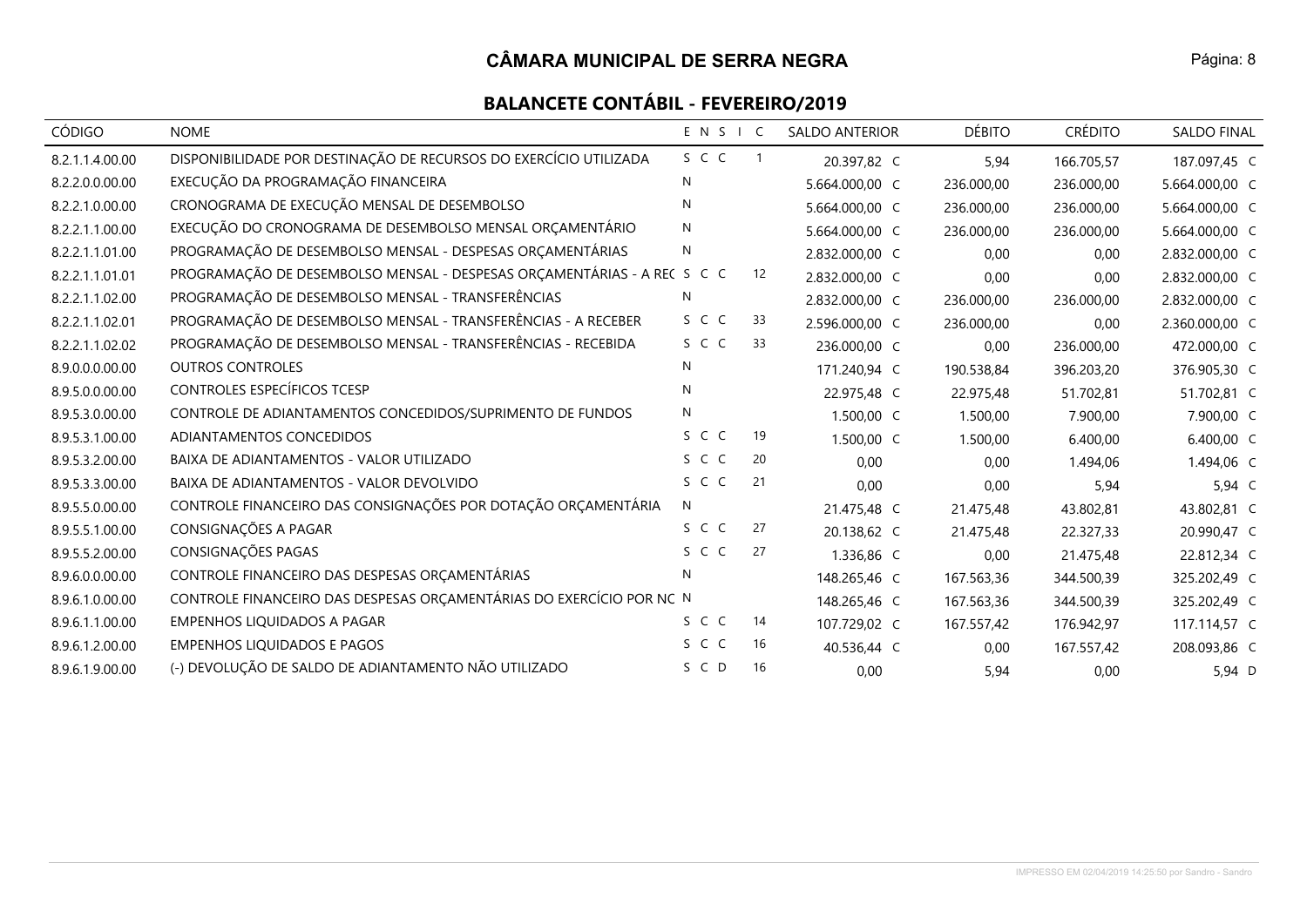## CÂMARA MUNICIPAL DE SERRA NEGRA

### BALANCETE CONTÁBIL - FEVEREIRO/2019

| CÓDIGO | NOME | E N S I C | | SALDO ANTERIOR | DÉBITO | CRÉDITO | SALDO FINAL |
|---|---|---|---|---|---|---|---|
| 8.2.1.1.4.00.00 | DISPONIBILIDADE POR DESTINAÇÃO DE RECURSOS DO EXERCÍCIO UTILIZADA | S C C | 1 | 20.397,82 C | 5,94 | 166.705,57 | 187.097,45 C |
| 8.2.2.0.0.00.00 | EXECUÇÃO DA PROGRAMAÇÃO FINANCEIRA | N | | 5.664.000,00 C | 236.000,00 | 236.000,00 | 5.664.000,00 C |
| 8.2.2.1.0.00.00 | CRONOGRAMA DE EXECUÇÃO MENSAL DE DESEMBOLSO | N | | 5.664.000,00 C | 236.000,00 | 236.000,00 | 5.664.000,00 C |
| 8.2.2.1.1.00.00 | EXECUÇÃO DO CRONOGRAMA DE DESEMBOLSO MENSAL ORÇAMENTÁRIO | N | | 5.664.000,00 C | 236.000,00 | 236.000,00 | 5.664.000,00 C |
| 8.2.2.1.1.01.00 | PROGRAMAÇÃO DE DESEMBOLSO MENSAL - DESPESAS ORÇAMENTÁRIAS | N | | 2.832.000,00 C | 0,00 | 0,00 | 2.832.000,00 C |
| 8.2.2.1.1.01.01 | PROGRAMAÇÃO DE DESEMBOLSO MENSAL - DESPESAS ORÇAMENTÁRIAS - A REC | S C C | 12 | 2.832.000,00 C | 0,00 | 0,00 | 2.832.000,00 C |
| 8.2.2.1.1.02.00 | PROGRAMAÇÃO DE DESEMBOLSO MENSAL - TRANSFERÊNCIAS | N | | 2.832.000,00 C | 236.000,00 | 236.000,00 | 2.832.000,00 C |
| 8.2.2.1.1.02.01 | PROGRAMAÇÃO DE DESEMBOLSO MENSAL - TRANSFERÊNCIAS - A RECEBER | S C C | 33 | 2.596.000,00 C | 236.000,00 | 0,00 | 2.360.000,00 C |
| 8.2.2.1.1.02.02 | PROGRAMAÇÃO DE DESEMBOLSO MENSAL - TRANSFERÊNCIAS - RECEBIDA | S C C | 33 | 236.000,00 C | 0,00 | 236.000,00 | 472.000,00 C |
| 8.9.0.0.0.00.00 | OUTROS CONTROLES | N | | 171.240,94 C | 190.538,84 | 396.203,20 | 376.905,30 C |
| 8.9.5.0.0.00.00 | CONTROLES ESPECÍFICOS TCESP | N | | 22.975,48 C | 22.975,48 | 51.702,81 | 51.702,81 C |
| 8.9.5.3.0.00.00 | CONTROLE DE ADIANTAMENTOS CONCEDIDOS/SUPRIMENTO DE FUNDOS | N | | 1.500,00 C | 1.500,00 | 7.900,00 | 7.900,00 C |
| 8.9.5.3.1.00.00 | ADIANTAMENTOS CONCEDIDOS | S C C | 19 | 1.500,00 C | 1.500,00 | 6.400,00 | 6.400,00 C |
| 8.9.5.3.2.00.00 | BAIXA DE ADIANTAMENTOS - VALOR UTILIZADO | S C C | 20 | 0,00 | 0,00 | 1.494,06 | 1.494,06 C |
| 8.9.5.3.3.00.00 | BAIXA DE ADIANTAMENTOS - VALOR DEVOLVIDO | S C C | 21 | 0,00 | 0,00 | 5,94 | 5,94 C |
| 8.9.5.5.0.00.00 | CONTROLE FINANCEIRO DAS CONSIGNAÇÕES POR DOTAÇÃO ORÇAMENTÁRIA | N | | 21.475,48 C | 21.475,48 | 43.802,81 | 43.802,81 C |
| 8.9.5.5.1.00.00 | CONSIGNAÇÕES A PAGAR | S C C | 27 | 20.138,62 C | 21.475,48 | 22.327,33 | 20.990,47 C |
| 8.9.5.5.2.00.00 | CONSIGNAÇÕES PAGAS | S C C | 27 | 1.336,86 C | 0,00 | 21.475,48 | 22.812,34 C |
| 8.9.6.0.0.00.00 | CONTROLE FINANCEIRO DAS DESPESAS ORÇAMENTÁRIAS | N | | 148.265,46 C | 167.563,36 | 344.500,39 | 325.202,49 C |
| 8.9.6.1.0.00.00 | CONTROLE FINANCEIRO DAS DESPESAS ORÇAMENTÁRIAS DO EXERCÍCIO POR NC | N | | 148.265,46 C | 167.563,36 | 344.500,39 | 325.202,49 C |
| 8.9.6.1.1.00.00 | EMPENHOS LIQUIDADOS A PAGAR | S C C | 14 | 107.729,02 C | 167.557,42 | 176.942,97 | 117.114,57 C |
| 8.9.6.1.2.00.00 | EMPENHOS LIQUIDADOS E PAGOS | S C C | 16 | 40.536,44 C | 0,00 | 167.557,42 | 208.093,86 C |
| 8.9.6.1.9.00.00 | (-) DEVOLUÇÃO DE SALDO DE ADIANTAMENTO NÃO UTILIZADO | S C D | 16 | 0,00 | 5,94 | 0,00 | 5,94 D |

IMPRESSO EM 02/04/2019 14:25:50 por Sandro - Sandro